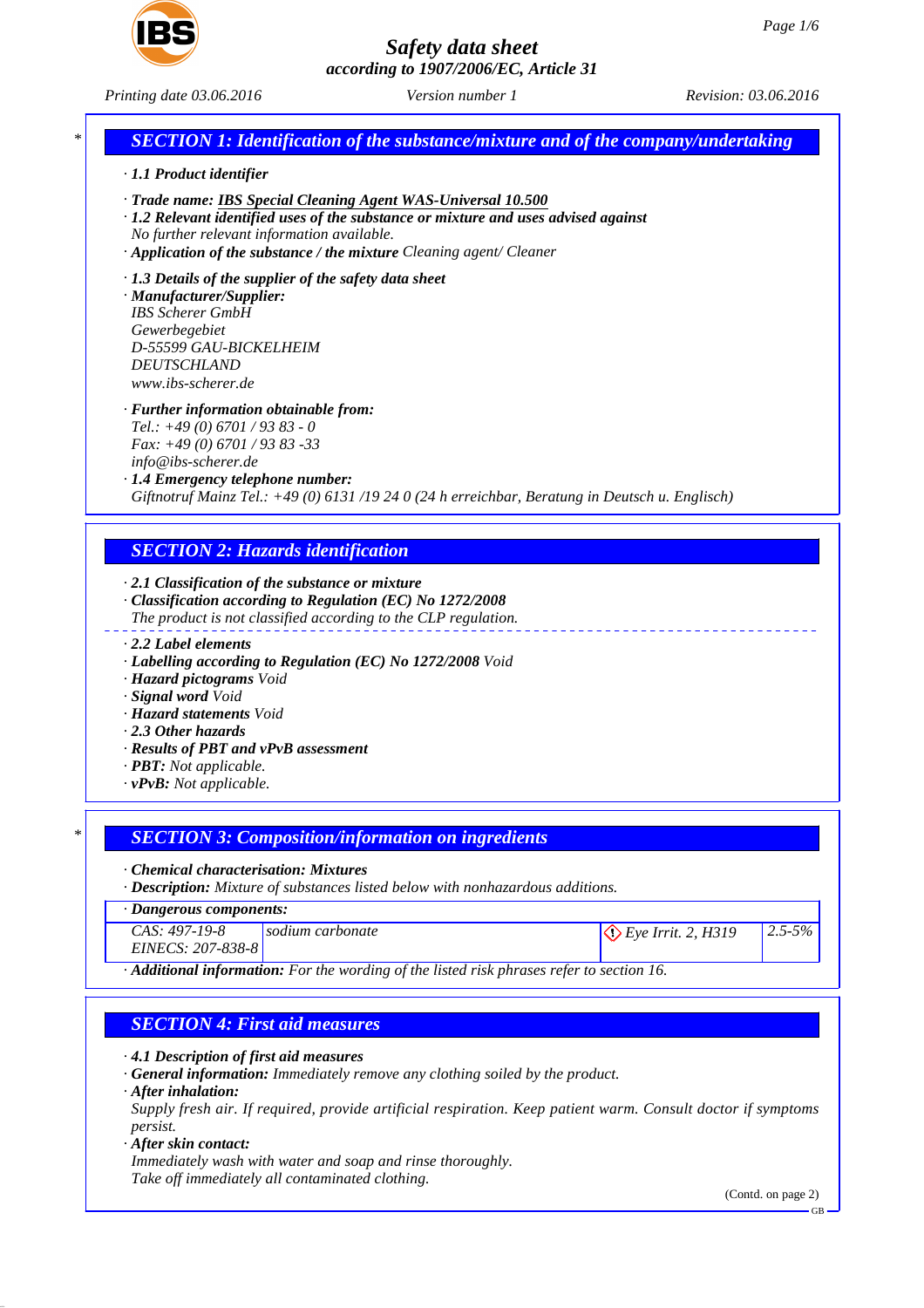# Safety data sheet
*according to 1907/2006/EC, Article 31*

Printing date 03.06.2016 Version number 1 Revision: 03.06.2016

## SECTION 1: Identification of the substance/mixture and of the company/undertaking

· **1.1 Product identifier**

· **Trade name:** IBS Special Cleaning Agent WAS-Universal 10.500

· **1.2 Relevant identified uses of the substance or mixture and uses advised against**
No further relevant information available.

· **Application of the substance / the mixture** Cleaning agent/ Cleaner

· **1.3 Details of the supplier of the safety data sheet**

· **Manufacturer/Supplier:**
IBS Scherer GmbH
Gewerbegebiet
D-55599 GAU-BICKELHEIM
DEUTSCHLAND
www.ibs-scherer.de

· **Further information obtainable from:**
Tel.: +49 (0) 6701 / 93 83 - 0
Fax: +49 (0) 6701 / 93 83 -33
info@ibs-scherer.de

· **1.4 Emergency telephone number:**
Giftnotruf Mainz Tel.: +49 (0) 6131 /19 24 0 (24 h erreichbar, Beratung in Deutsch u. Englisch)

## SECTION 2: Hazards identification

· **2.1 Classification of the substance or mixture**

· **Classification according to Regulation (EC) No 1272/2008**
The product is not classified according to the CLP regulation.

· **2.2 Label elements**

· **Labelling according to Regulation (EC) No 1272/2008** Void

· **Hazard pictograms** Void

· **Signal word** Void

· **Hazard statements** Void

· **2.3 Other hazards**

· **Results of PBT and vPvB assessment**

· **PBT:** Not applicable.

· **vPvB:** Not applicable.

## SECTION 3: Composition/information on ingredients

· **Chemical characterisation: Mixtures**

· **Description:** Mixture of substances listed below with nonhazardous additions.

· **Dangerous components:**

| CAS / EINECS | Substance | Classification | Concentration |
|---|---|---|---|
| CAS: 497-19-8<br>EINECS: 207-838-8 | sodium carbonate | Eye Irrit. 2, H319 | 2.5-5% |

· **Additional information:** For the wording of the listed risk phrases refer to section 16.

## SECTION 4: First aid measures

· **4.1 Description of first aid measures**

· **General information:** Immediately remove any clothing soiled by the product.

· **After inhalation:**
Supply fresh air. If required, provide artificial respiration. Keep patient warm. Consult doctor if symptoms persist.

· **After skin contact:**
Immediately wash with water and soap and rinse thoroughly.
Take off immediately all contaminated clothing.

(Contd. on page 2)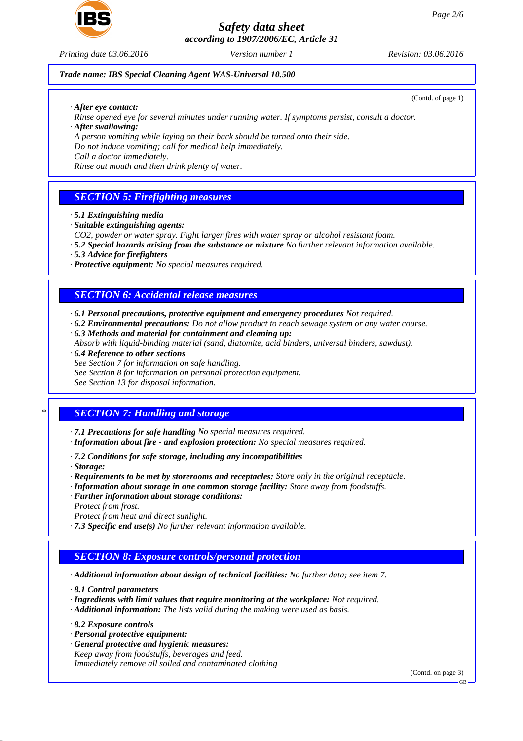*Trade name: IBS Special Cleaning Agent WAS-Universal 10.500*

(Contd. of page 1)

· **After eye contact:**
Rinse opened eye for several minutes under running water. If symptoms persist, consult a doctor.
· **After swallowing:**
A person vomiting while laying on their back should be turned onto their side.
Do not induce vomiting; call for medical help immediately.
Call a doctor immediately.
Rinse out mouth and then drink plenty of water.

## SECTION 5: Firefighting measures

· **5.1 Extinguishing media**
· **Suitable extinguishing agents:**
$CO_2$, powder or water spray. Fight larger fires with water spray or alcohol resistant foam.
· **5.2 Special hazards arising from the substance or mixture** No further relevant information available.
· **5.3 Advice for firefighters**
· **Protective equipment:** No special measures required.

## SECTION 6: Accidental release measures

· **6.1 Personal precautions, protective equipment and emergency procedures** Not required.
· **6.2 Environmental precautions:** Do not allow product to reach sewage system or any water course.
· **6.3 Methods and material for containment and cleaning up:**
Absorb with liquid-binding material (sand, diatomite, acid binders, universal binders, sawdust).
· **6.4 Reference to other sections**
See Section 7 for information on safe handling.
See Section 8 for information on personal protection equipment.
See Section 13 for disposal information.

## * SECTION 7: Handling and storage

· **7.1 Precautions for safe handling** No special measures required.
· **Information about fire - and explosion protection:** No special measures required.

· **7.2 Conditions for safe storage, including any incompatibilities**
· **Storage:**
· **Requirements to be met by storerooms and receptacles:** Store only in the original receptacle.
· **Information about storage in one common storage facility:** Store away from foodstuffs.
· **Further information about storage conditions:**
Protect from frost.
Protect from heat and direct sunlight.
· **7.3 Specific end use(s)** No further relevant information available.

## SECTION 8: Exposure controls/personal protection

· **Additional information about design of technical facilities:** No further data; see item 7.

· **8.1 Control parameters**
· **Ingredients with limit values that require monitoring at the workplace:** Not required.
· **Additional information:** The lists valid during the making were used as basis.

· **8.2 Exposure controls**
· **Personal protective equipment:**
· **General protective and hygienic measures:**
Keep away from foodstuffs, beverages and feed.
Immediately remove all soiled and contaminated clothing

(Contd. on page 3)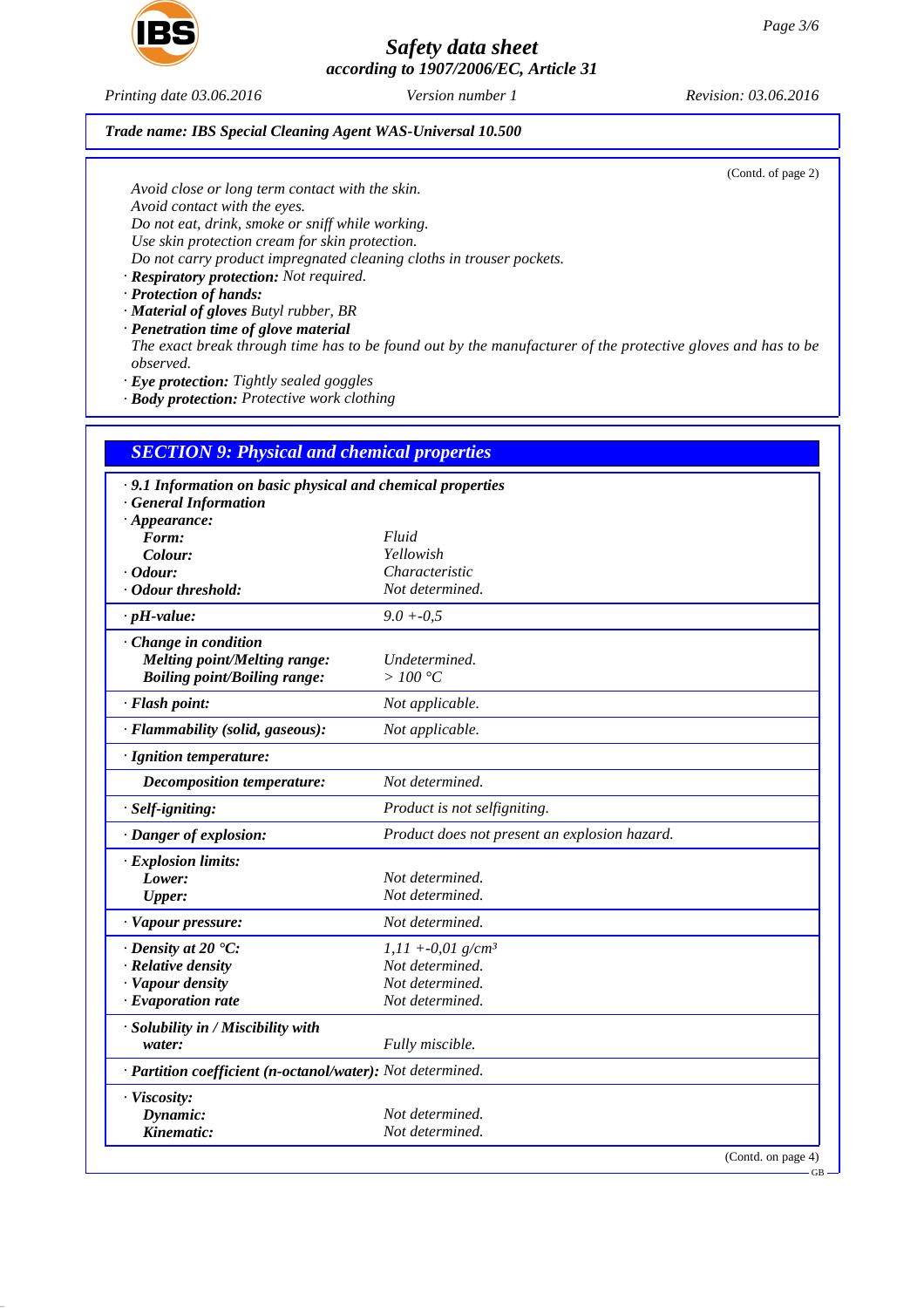**Trade name: IBS Special Cleaning Agent WAS-Universal 10.500**

(Contd. of page 2)

*Avoid close or long term contact with the skin.*
*Avoid contact with the eyes.*
*Do not eat, drink, smoke or sniff while working.*
*Use skin protection cream for skin protection.*
*Do not carry product impregnated cleaning cloths in trouser pockets.*

· **Respiratory protection:** Not required.
· **Protection of hands:**
· **Material of gloves** Butyl rubber, BR
· **Penetration time of glove material**
The exact break through time has to be found out by the manufacturer of the protective gloves and has to be observed.
· **Eye protection:** Tightly sealed goggles
· **Body protection:** Protective work clothing

## SECTION 9: Physical and chemical properties

· **9.1 Information on basic physical and chemical properties**
· **General Information**
· **Appearance:**

| | |
|---|---|
| **Form:** | Fluid |
| **Colour:** | Yellowish |
| · **Odour:** | Characteristic |
| · **Odour threshold:** | Not determined. |
| · **pH-value:** | 9.0 +-0,5 |
| · **Change in condition** | |
| **Melting point/Melting range:** | Undetermined. |
| **Boiling point/Boiling range:** | > 100 °C |
| · **Flash point:** | Not applicable. |
| · **Flammability (solid, gaseous):** | Not applicable. |
| · **Ignition temperature:** | |
| **Decomposition temperature:** | Not determined. |
| · **Self-igniting:** | Product is not selfigniting. |
| · **Danger of explosion:** | Product does not present an explosion hazard. |
| · **Explosion limits:** | |
| **Lower:** | Not determined. |
| **Upper:** | Not determined. |
| · **Vapour pressure:** | Not determined. |
| · **Density at 20 °C:** | 1,11 +-0,01 g/cm³ |
| · **Relative density** | Not determined. |
| · **Vapour density** | Not determined. |
| · **Evaporation rate** | Not determined. |
| · **Solubility in / Miscibility with water:** | Fully miscible. |
| · **Partition coefficient (n-octanol/water):** | Not determined. |
| · **Viscosity:** | |
| **Dynamic:** | Not determined. |
| **Kinematic:** | Not determined. |

(Contd. on page 4)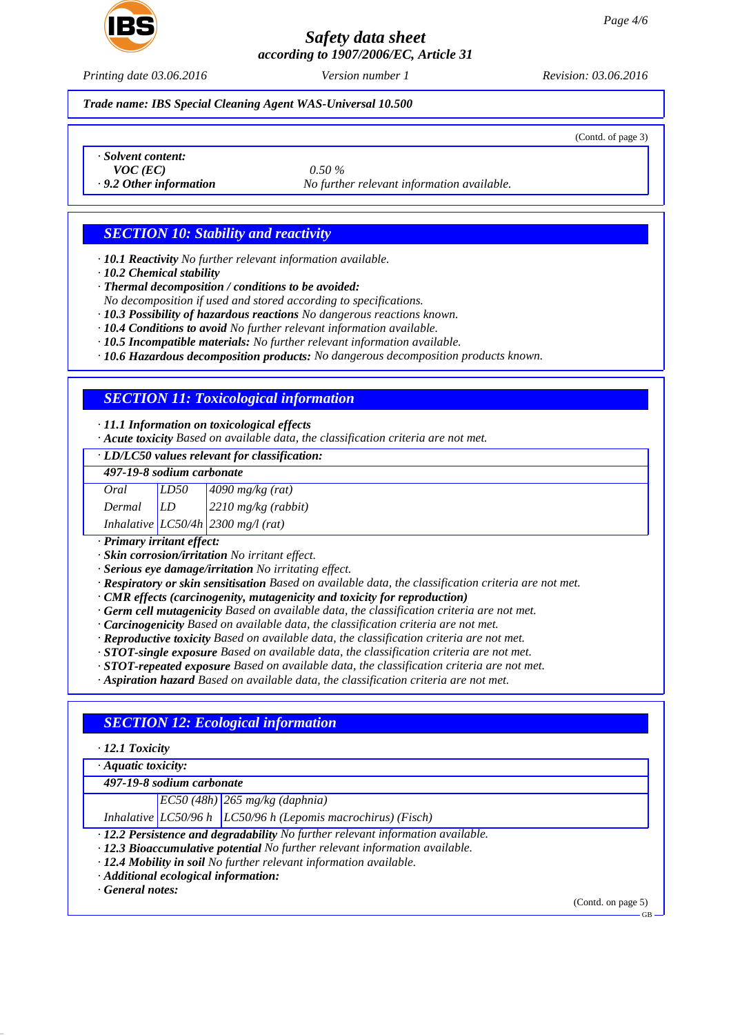Trade name: IBS Special Cleaning Agent WAS-Universal 10.500

(Contd. of page 3)

· **Solvent content:**

| | |
|---|---|
| **VOC (EC)** | 0.50 % |
| · **9.2 Other information** | No further relevant information available. |

## SECTION 10: Stability and reactivity

· **10.1 Reactivity** No further relevant information available.
· **10.2 Chemical stability**
· **Thermal decomposition / conditions to be avoided:**
No decomposition if used and stored according to specifications.
· **10.3 Possibility of hazardous reactions** No dangerous reactions known.
· **10.4 Conditions to avoid** No further relevant information available.
· **10.5 Incompatible materials:** No further relevant information available.
· **10.6 Hazardous decomposition products:** No dangerous decomposition products known.

## SECTION 11: Toxicological information

· **11.1 Information on toxicological effects**
· **Acute toxicity** Based on available data, the classification criteria are not met.

· **LD/LC50 values relevant for classification:**

| **497-19-8 sodium carbonate** | | |
|---|---|---|
| Oral | LD50 | 4090 mg/kg (rat) |
| Dermal | LD | 2210 mg/kg (rabbit) |
| Inhalative | LC50/4h | 2300 mg/l (rat) |

· **Primary irritant effect:**
· **Skin corrosion/irritation** No irritant effect.
· **Serious eye damage/irritation** No irritating effect.
· **Respiratory or skin sensitisation** Based on available data, the classification criteria are not met.
· **CMR effects (carcinogenity, mutagenicity and toxicity for reproduction)**
· **Germ cell mutagenicity** Based on available data, the classification criteria are not met.
· **Carcinogenicity** Based on available data, the classification criteria are not met.
· **Reproductive toxicity** Based on available data, the classification criteria are not met.
· **STOT-single exposure** Based on available data, the classification criteria are not met.
· **STOT-repeated exposure** Based on available data, the classification criteria are not met.
· **Aspiration hazard** Based on available data, the classification criteria are not met.

## SECTION 12: Ecological information

· **12.1 Toxicity**

· **Aquatic toxicity:**

| **497-19-8 sodium carbonate** | | |
|---|---|---|
| | EC50 (48h) | 265 mg/kg (daphnia) |
| Inhalative | LC50/96 h | LC50/96 h (Lepomis macrochirus) (Fisch) |

· **12.2 Persistence and degradability** No further relevant information available.
· **12.3 Bioaccumulative potential** No further relevant information available.
· **12.4 Mobility in soil** No further relevant information available.
· **Additional ecological information:**
· **General notes:**

(Contd. on page 5)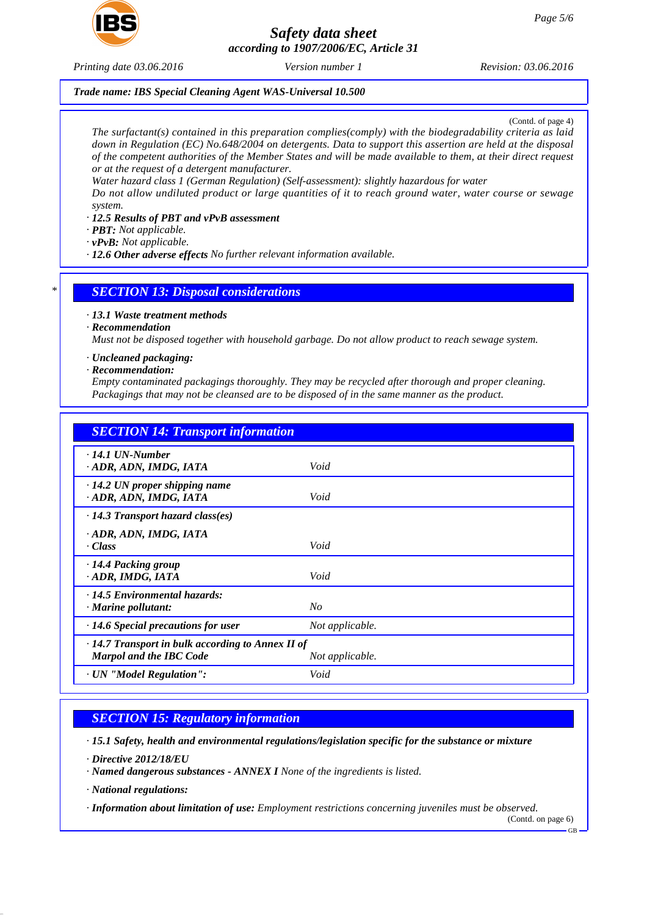**Trade name: IBS Special Cleaning Agent WAS-Universal 10.500**

(Contd. of page 4)

*The surfactant(s) contained in this preparation complies(comply) with the biodegradability criteria as laid down in Regulation (EC) No.648/2004 on detergents. Data to support this assertion are held at the disposal of the competent authorities of the Member States and will be made available to them, at their direct request or at the request of a detergent manufacturer.*
*Water hazard class 1 (German Regulation) (Self-assessment): slightly hazardous for water*
*Do not allow undiluted product or large quantities of it to reach ground water, water course or sewage system.*

· **12.5 Results of PBT and vPvB assessment**
· **PBT:** Not applicable.
· **vPvB:** Not applicable.
· **12.6 Other adverse effects** No further relevant information available.

\*

## SECTION 13: Disposal considerations

· **13.1 Waste treatment methods**
· **Recommendation**
*Must not be disposed together with household garbage. Do not allow product to reach sewage system.*

· **Uncleaned packaging:**
· **Recommendation:**
*Empty contaminated packagings thoroughly. They may be recycled after thorough and proper cleaning.*
*Packagings that may not be cleansed are to be disposed of in the same manner as the product.*

## SECTION 14: Transport information

| | |
|---|---|
| · **14.1 UN-Number**<br>· **ADR, ADN, IMDG, IATA** | Void |
| · **14.2 UN proper shipping name**<br>· **ADR, ADN, IMDG, IATA** | Void |
| · **14.3 Transport hazard class(es)**<br>· **ADR, ADN, IMDG, IATA**<br>· **Class** | Void |
| · **14.4 Packing group**<br>· **ADR, IMDG, IATA** | Void |
| · **14.5 Environmental hazards:**<br>· **Marine pollutant:** | No |
| · **14.6 Special precautions for user** | Not applicable. |
| · **14.7 Transport in bulk according to Annex II of Marpol and the IBC Code** | Not applicable. |
| · **UN "Model Regulation":** | Void |

## SECTION 15: Regulatory information

· **15.1 Safety, health and environmental regulations/legislation specific for the substance or mixture**

· **Directive 2012/18/EU**
· **Named dangerous substances - ANNEX I** None of the ingredients is listed.

· **National regulations:**

· **Information about limitation of use:** Employment restrictions concerning juveniles must be observed.

(Contd. on page 6)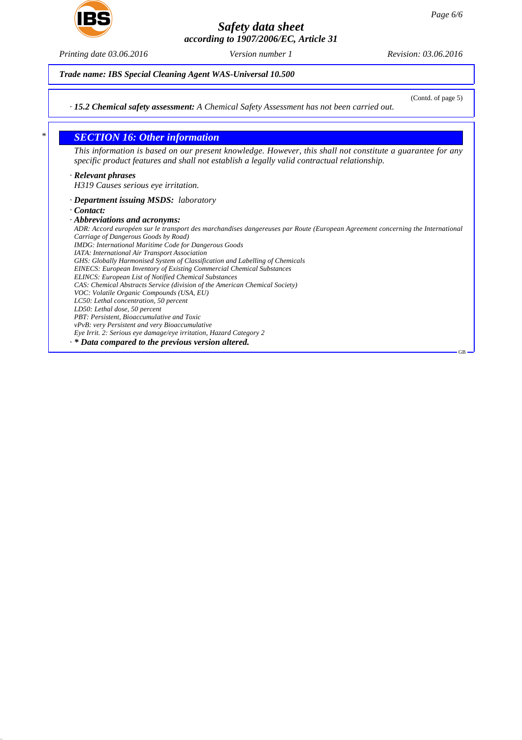*Trade name: IBS Special Cleaning Agent WAS-Universal 10.500*

(Contd. of page 5)

· **15.2 Chemical safety assessment:** A Chemical Safety Assessment has not been carried out.

## * SECTION 16: Other information

This information is based on our present knowledge. However, this shall not constitute a guarantee for any specific product features and shall not establish a legally valid contractual relationship.

· **Relevant phrases**
H319 Causes serious eye irritation.

· **Department issuing MSDS:** laboratory

· **Contact:**

· **Abbreviations and acronyms:**
ADR: Accord européen sur le transport des marchandises dangereuses par Route (European Agreement concerning the International Carriage of Dangerous Goods by Road)
IMDG: International Maritime Code for Dangerous Goods
IATA: International Air Transport Association
GHS: Globally Harmonised System of Classification and Labelling of Chemicals
EINECS: European Inventory of Existing Commercial Chemical Substances
ELINCS: European List of Notified Chemical Substances
CAS: Chemical Abstracts Service (division of the American Chemical Society)
VOC: Volatile Organic Compounds (USA, EU)
LC50: Lethal concentration, 50 percent
LD50: Lethal dose, 50 percent
PBT: Persistent, Bioaccumulative and Toxic
vPvB: very Persistent and very Bioaccumulative
Eye Irrit. 2: Serious eye damage/eye irritation, Hazard Category 2

· **\* Data compared to the previous version altered.**

GB